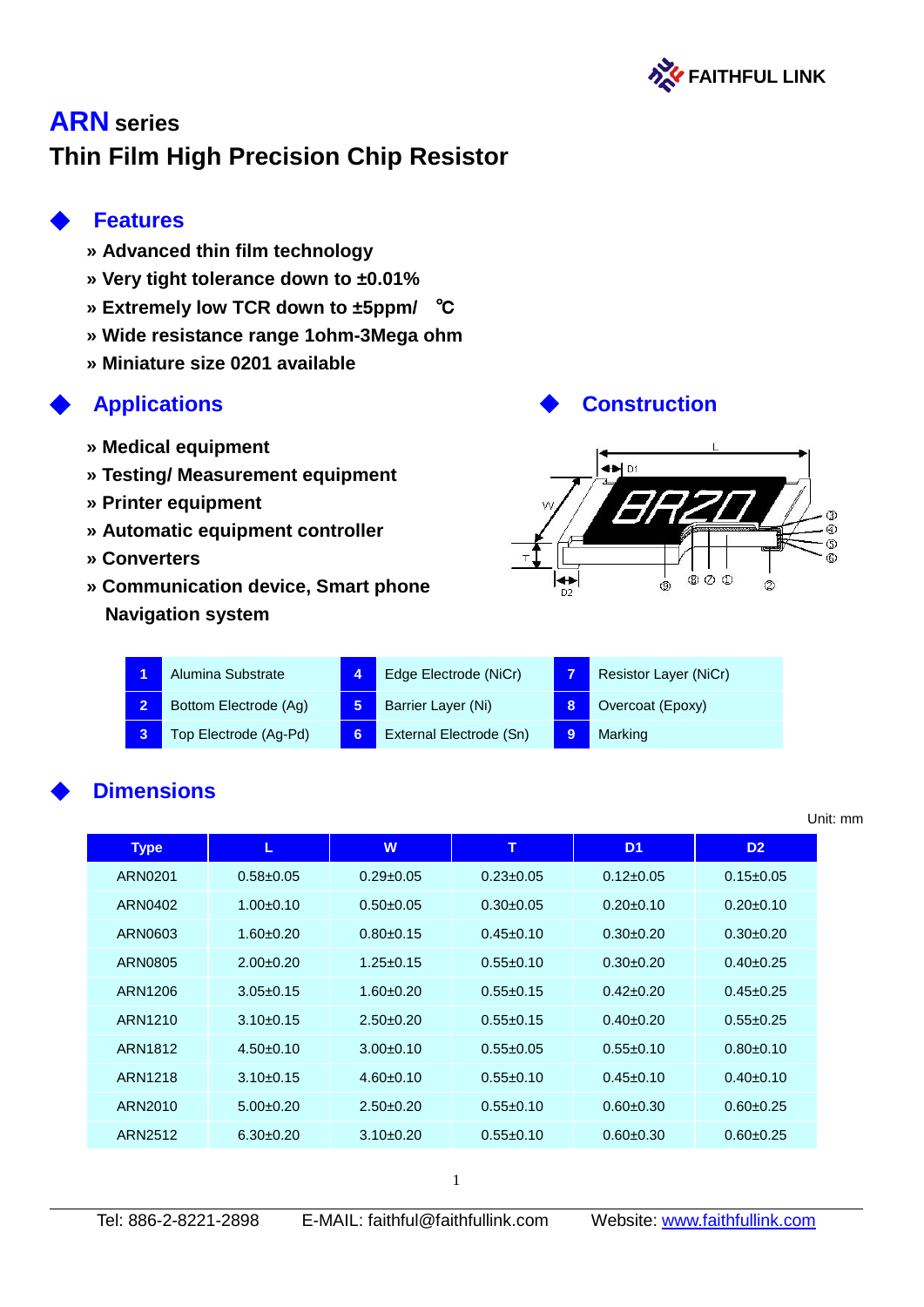FAITHFUL LINK

# ARN series

## Thin Film High Precision Chip Resistor

### Features

- **» Advanced thin film technology**
- **» Very tight tolerance down to ±0.01%**
- **» Extremely low TCR down to ±5ppm/ ℃**
- **» Wide resistance range 1ohm-3Mega ohm**
- **» Miniature size 0201 available**

### Applications

- **» Medical equipment**
- **» Testing/ Measurement equipment**
- **» Printer equipment**
- **» Automatic equipment controller**
- **» Converters**
- **» Communication device, Smart phone Navigation system**

### Construction

| | | | | | |
|---|---|---|---|---|---|
| 1 | Alumina Substrate | 4 | Edge Electrode (NiCr) | 7 | Resistor Layer (NiCr) |
| 2 | Bottom Electrode (Ag) | 5 | Barrier Layer (Ni) | 8 | Overcoat (Epoxy) |
| 3 | Top Electrode (Ag-Pd) | 6 | External Electrode (Sn) | 9 | Marking |

### Dimensions

Unit: mm

| Type | L | W | T | D1 | D2 |
|---|---|---|---|---|---|
| ARN0201 | 0.58±0.05 | 0.29±0.05 | 0.23±0.05 | 0.12±0.05 | 0.15±0.05 |
| ARN0402 | 1.00±0.10 | 0.50±0.05 | 0.30±0.05 | 0.20±0.10 | 0.20±0.10 |
| ARN0603 | 1.60±0.20 | 0.80±0.15 | 0.45±0.10 | 0.30±0.20 | 0.30±0.20 |
| ARN0805 | 2.00±0.20 | 1.25±0.15 | 0.55±0.10 | 0.30±0.20 | 0.40±0.25 |
| ARN1206 | 3.05±0.15 | 1.60±0.20 | 0.55±0.15 | 0.42±0.20 | 0.45±0.25 |
| ARN1210 | 3.10±0.15 | 2.50±0.20 | 0.55±0.15 | 0.40±0.20 | 0.55±0.25 |
| ARN1812 | 4.50±0.10 | 3.00±0.10 | 0.55±0.05 | 0.55±0.10 | 0.80±0.10 |
| ARN1218 | 3.10±0.15 | 4.60±0.10 | 0.55±0.10 | 0.45±0.10 | 0.40±0.10 |
| ARN2010 | 5.00±0.20 | 2.50±0.20 | 0.55±0.10 | 0.60±0.30 | 0.60±0.25 |
| ARN2512 | 6.30±0.20 | 3.10±0.20 | 0.55±0.10 | 0.60±0.30 | 0.60±0.25 |

Tel: 886-2-8221-2898 E-MAIL: faithful@faithfullink.com Website: www.faithfullink.com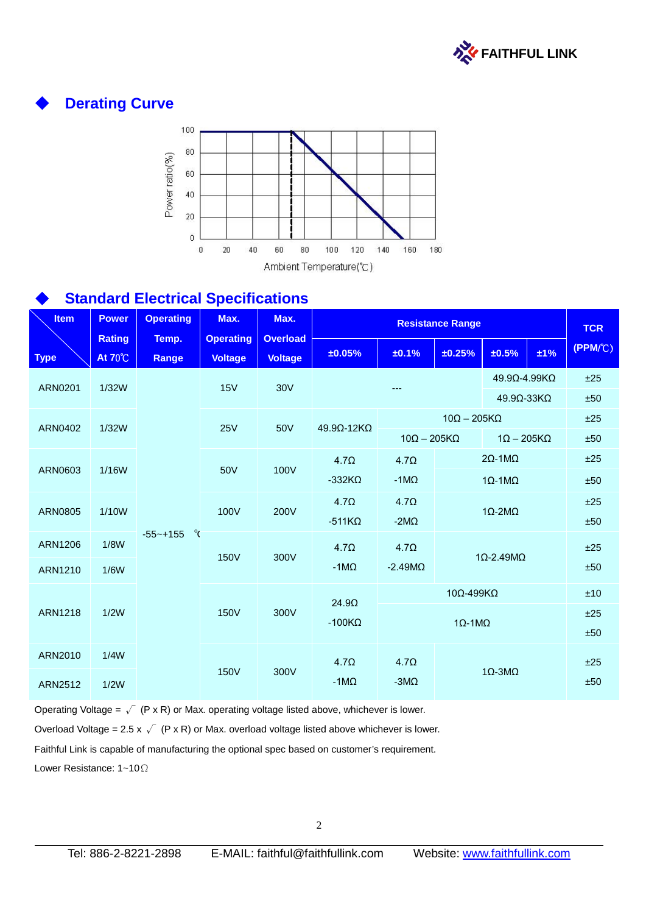## ◆ Derating Curve

Power ratio(%) vs. Ambient Temperature(℃)

## ◆ Standard Electrical Specifications

| Item / Type | Power Rating At 70℃ | Operating Temp. Range | Max. Operating Voltage | Max. Overload Voltage | Resistance Range ±0.05% | ±0.1% | ±0.25% | ±0.5% | ±1% | TCR (PPM/℃) |
|---|---|---|---|---|---|---|---|---|---|---|
| ARN0201 | 1/32W | -55~+155 ℃ | 15V | 30V | --- | | | 49.9Ω-4.99KΩ | | ±25 |
| | | | | | | | | 49.9Ω-33KΩ | | ±50 |
| ARN0402 | 1/32W | | 25V | 50V | 49.9Ω-12KΩ | 10Ω – 205KΩ | | | | ±25 |
| | | | | | | 10Ω – 205KΩ | | 1Ω – 205KΩ | | ±50 |
| ARN0603 | 1/16W | | 50V | 100V | 4.7Ω -332KΩ | 4.7Ω -1MΩ | 2Ω-1MΩ | | | ±25 |
| | | | | | | | 1Ω-1MΩ | | | ±50 |
| ARN0805 | 1/10W | | 100V | 200V | 4.7Ω -511KΩ | 4.7Ω -2MΩ | 1Ω-2MΩ | | | ±25 ±50 |
| ARN1206 | 1/8W | | 150V | 300V | 4.7Ω -1MΩ | 4.7Ω -2.49MΩ | 1Ω-2.49MΩ | | | ±25 ±50 |
| ARN1210 | 1/6W | | | | | | | | | |
| ARN1218 | 1/2W | | 150V | 300V | 24.9Ω -100KΩ | 10Ω-499KΩ | | | | ±10 |
| | | | | | | 1Ω-1MΩ | | | | ±25 ±50 |
| ARN2010 | 1/4W | | 150V | 300V | 4.7Ω -1MΩ | 4.7Ω -3MΩ | 1Ω-3MΩ | | | ±25 ±50 |
| ARN2512 | 1/2W | | | | | | | | | |

Operating Voltage = $\sqrt{(P \times R)}$ or Max. operating voltage listed above, whichever is lower.

Overload Voltage = 2.5 x $\sqrt{(P \times R)}$ or Max. overload voltage listed above whichever is lower.

Faithful Link is capable of manufacturing the optional spec based on customer's requirement.

Lower Resistance: 1~10Ω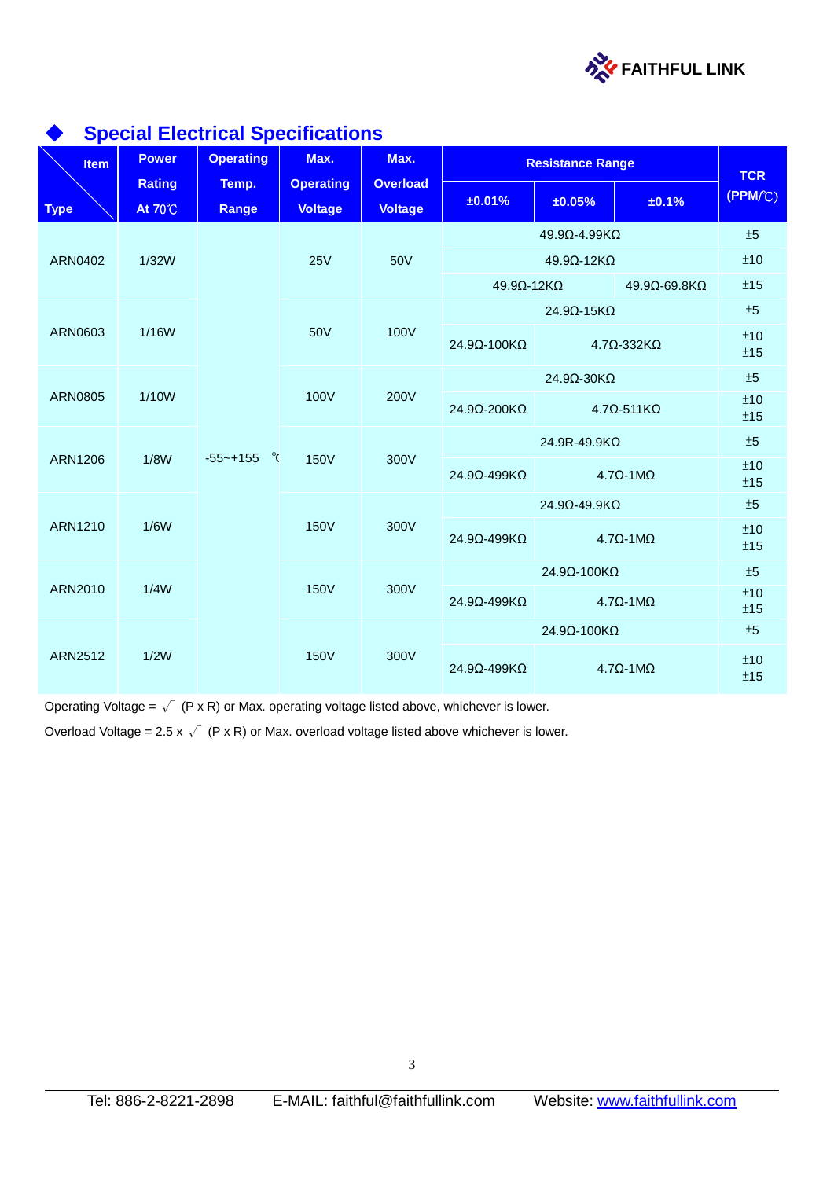## Special Electrical Specifications

| Item / Type | Power Rating At 70℃ | Operating Temp. Range | Max. Operating Voltage | Max. Overload Voltage | Resistance Range ±0.01% | Resistance Range ±0.05% | Resistance Range ±0.1% | TCR (PPM/℃) |
|---|---|---|---|---|---|---|---|---|
| ARN0402 | 1/32W | -55~+155 ℃ | 25V | 50V | 49.9Ω-4.99KΩ | | | ±5 |
| | | | | | 49.9Ω-12KΩ | | | ±10 |
| | | | | | 49.9Ω-12KΩ | | 49.9Ω-69.8KΩ | ±15 |
| ARN0603 | 1/16W | | 50V | 100V | 24.9Ω-15KΩ | | | ±5 |
| | | | | | 24.9Ω-100KΩ | 4.7Ω-332KΩ | | ±10 ±15 |
| ARN0805 | 1/10W | | 100V | 200V | 24.9Ω-30KΩ | | | ±5 |
| | | | | | 24.9Ω-200KΩ | 4.7Ω-511KΩ | | ±10 ±15 |
| ARN1206 | 1/8W | | 150V | 300V | 24.9R-49.9KΩ | | | ±5 |
| | | | | | 24.9Ω-499KΩ | 4.7Ω-1MΩ | | ±10 ±15 |
| ARN1210 | 1/6W | | 150V | 300V | 24.9Ω-49.9KΩ | | | ±5 |
| | | | | | 24.9Ω-499KΩ | 4.7Ω-1MΩ | | ±10 ±15 |
| ARN2010 | 1/4W | | 150V | 300V | 24.9Ω-100KΩ | | | ±5 |
| | | | | | 24.9Ω-499KΩ | 4.7Ω-1MΩ | | ±10 ±15 |
| ARN2512 | 1/2W | | 150V | 300V | 24.9Ω-100KΩ | | | ±5 |
| | | | | | 24.9Ω-499KΩ | 4.7Ω-1MΩ | | ±10 ±15 |

Operating Voltage = $\sqrt{(P \times R)}$ or Max. operating voltage listed above, whichever is lower.

Overload Voltage = 2.5 x $\sqrt{(P \times R)}$ or Max. overload voltage listed above whichever is lower.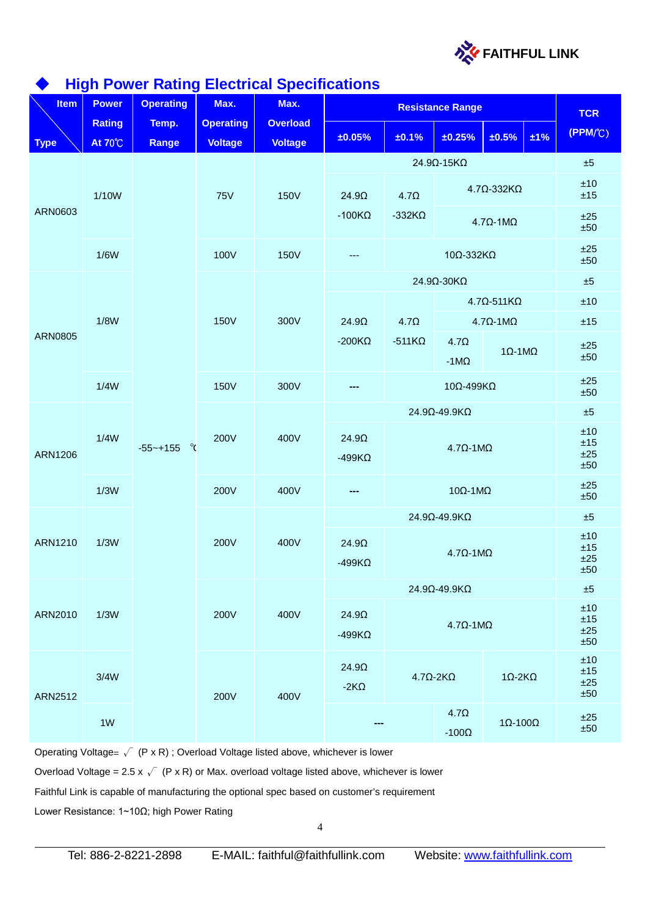## High Power Rating Electrical Specifications

| Item / Type | Power Rating At 70℃ | Operating Temp. Range | Max. Operating Voltage | Max. Overload Voltage | Resistance Range ±0.05% | ±0.1% | ±0.25% | ±0.5% | ±1% | TCR (PPM/℃) |
|---|---|---|---|---|---|---|---|---|---|---|
| ARN0603 | 1/10W | -55~+155 ℃ | 75V | 150V | 24.9Ω-15KΩ | | | | | ±5 |
| | | | | | 24.9Ω -100KΩ | 4.7Ω -332KΩ | 4.7Ω-332KΩ | | | ±10 ±15 |
| | | | | | | | 4.7Ω-1MΩ | | | ±25 ±50 |
| | 1/6W | | 100V | 150V | --- | 10Ω-332KΩ | | | | ±25 ±50 |
| ARN0805 | 1/8W | | 150V | 300V | 24.9Ω-30KΩ | | | | | ±5 |
| | | | | | 24.9Ω -200KΩ | 4.7Ω -511KΩ | 4.7Ω-511KΩ | | | ±10 |
| | | | | | | | 4.7Ω-1MΩ | | | ±15 |
| | | | | | | | 4.7Ω -1MΩ | 1Ω-1MΩ | | ±25 ±50 |
| | 1/4W | | 150V | 300V | --- | 10Ω-499KΩ | | | | ±25 ±50 |
| ARN1206 | 1/4W | | 200V | 400V | 24.9Ω-49.9KΩ | | | | | ±5 |
| | | | | | 24.9Ω -499KΩ | 4.7Ω-1MΩ | | | | ±10 ±15 ±25 ±50 |
| | 1/3W | | 200V | 400V | --- | 10Ω-1MΩ | | | | ±25 ±50 |
| ARN1210 | 1/3W | | 200V | 400V | 24.9Ω-49.9KΩ | | | | | ±5 |
| | | | | | 24.9Ω -499KΩ | 4.7Ω-1MΩ | | | | ±10 ±15 ±25 ±50 |
| ARN2010 | 1/3W | | 200V | 400V | 24.9Ω-49.9KΩ | | | | | ±5 |
| | | | | | 24.9Ω -499KΩ | 4.7Ω-1MΩ | | | | ±10 ±15 ±25 ±50 |
| ARN2512 | 3/4W | | 200V | 400V | 24.9Ω -2KΩ | 4.7Ω-2KΩ | | 1Ω-2KΩ | | ±10 ±15 ±25 ±50 |
| | 1W | | | | --- | | 4.7Ω -100Ω | 1Ω-100Ω | | ±25 ±50 |

Operating Voltage= $\sqrt{(P \times R)}$ ; Overload Voltage listed above, whichever is lower

Overload Voltage = 2.5 x $\sqrt{(P \times R)}$ or Max. overload voltage listed above, whichever is lower

Faithful Link is capable of manufacturing the optional spec based on customer's requirement

Lower Resistance: 1~10Ω; high Power Rating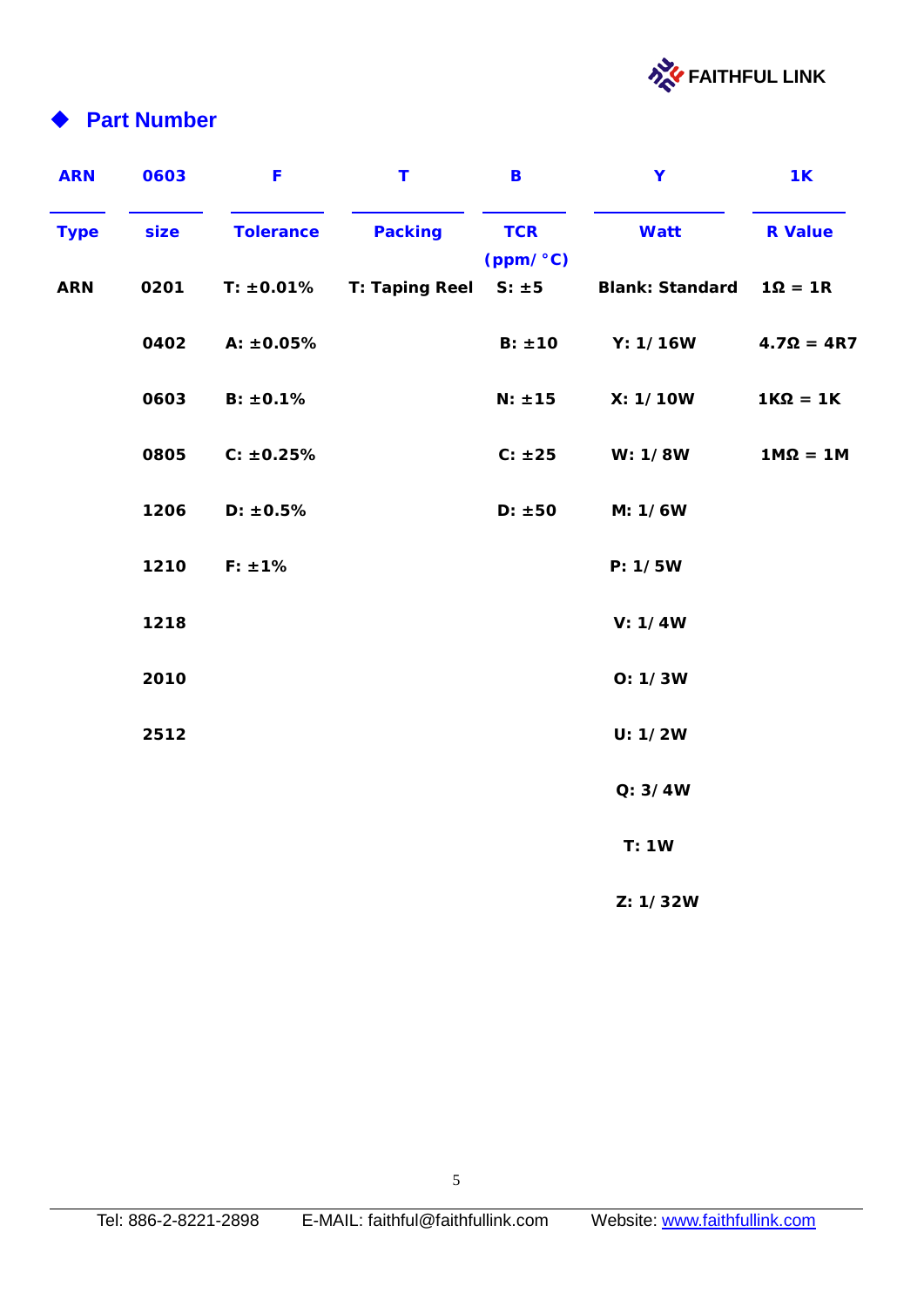## Part Number

| ARN | 0603 | F | T | B | Y | 1K |
|---|---|---|---|---|---|---|
| Type | size | Tolerance | Packing | TCR (ppm/°C) | Watt | R Value |
| ARN | 0201 | T: ±0.01% | T: Taping Reel | S: ±5 | Blank: Standard | 1Ω = 1R |
| | 0402 | A: ±0.05% | | B: ±10 | Y: 1/16W | 4.7Ω = 4R7 |
| | 0603 | B: ±0.1% | | N: ±15 | X: 1/10W | 1KΩ = 1K |
| | 0805 | C: ±0.25% | | C: ±25 | W: 1/8W | 1MΩ = 1M |
| | 1206 | D: ±0.5% | | D: ±50 | M: 1/6W | |
| | 1210 | F: ±1% | | | P: 1/5W | |
| | 1218 | | | | V: 1/4W | |
| | 2010 | | | | O: 1/3W | |
| | 2512 | | | | U: 1/2W | |
| | | | | | Q: 3/4W | |
| | | | | | T: 1W | |
| | | | | | Z: 1/32W | |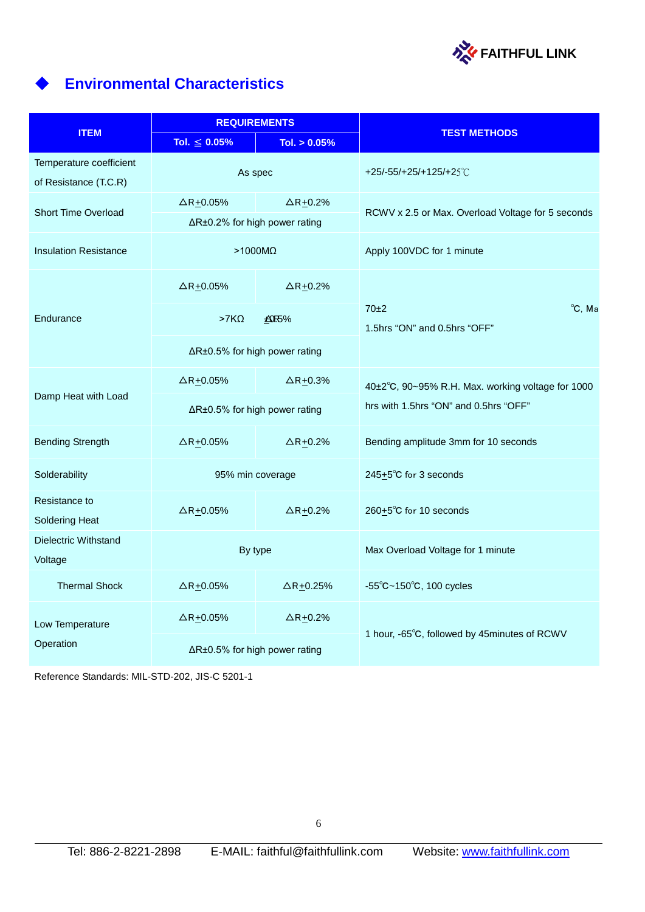## Environmental Characteristics

| ITEM | REQUIREMENTS | | TEST METHODS |
|---|---|---|---|
| | Tol. ≦ 0.05% | Tol. > 0.05% | |
| Temperature coefficient of Resistance (T.C.R) | As spec | | +25/-55/+25/+125/+25℃ |
| Short Time Overload | ΔR±0.05% | ΔR±0.2% | RCWV x 2.5 or Max. Overload Voltage for 5 seconds |
| | ΔR±0.2% for high power rating | | |
| Insulation Resistance | >1000MΩ | | Apply 100VDC for 1 minute |
| Endurance | ΔR±0.05% | ΔR±0.2% | 70±2 ℃, Ma 1.5hrs "ON" and 0.5hrs "OFF" |
| | >7KΩ ±0.5% | | |
| | ΔR±0.5% for high power rating | | |
| Damp Heat with Load | ΔR±0.05% | ΔR±0.3% | 40±2℃, 90~95% R.H. Max. working voltage for 1000 hrs with 1.5hrs "ON" and 0.5hrs "OFF" |
| | ΔR±0.5% for high power rating | | |
| Bending Strength | ΔR±0.05% | ΔR±0.2% | Bending amplitude 3mm for 10 seconds |
| Solderability | 95% min coverage | | 245±5℃ for 3 seconds |
| Resistance to Soldering Heat | ΔR±0.05% | ΔR±0.2% | 260±5℃ for 10 seconds |
| Dielectric Withstand Voltage | By type | | Max Overload Voltage for 1 minute |
| Thermal Shock | ΔR±0.05% | ΔR±0.25% | -55℃~150℃, 100 cycles |
| Low Temperature Operation | ΔR±0.05% | ΔR±0.2% | 1 hour, -65℃, followed by 45minutes of RCWV |
| | ΔR±0.5% for high power rating | | |

Reference Standards: MIL-STD-202, JIS-C 5201-1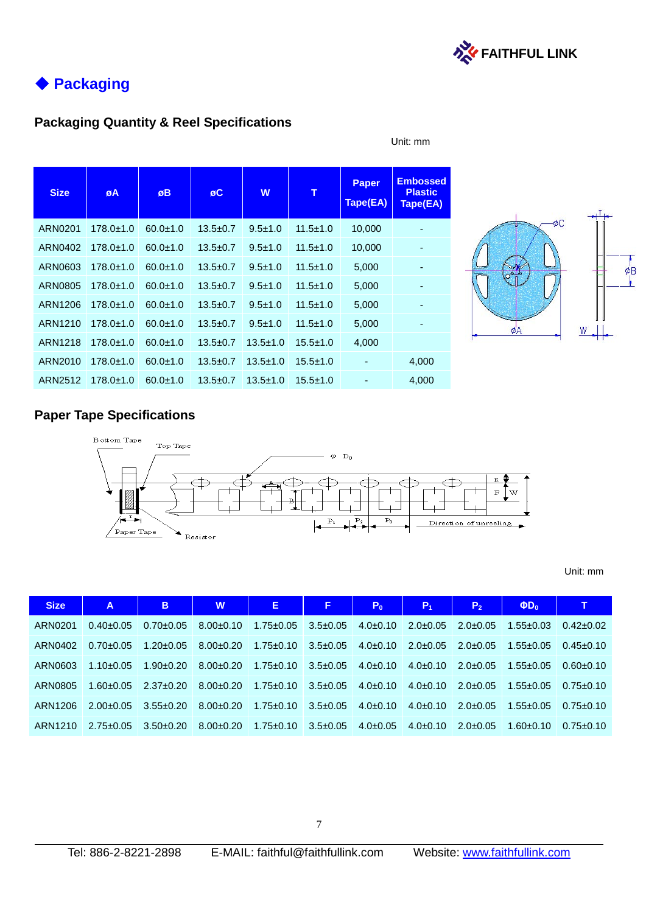## ◆ Packaging

### Packaging Quantity & Reel Specifications

Unit: mm

| Size | øA | øB | øC | W | T | Paper Tape(EA) | Embossed Plastic Tape(EA) |
|---|---|---|---|---|---|---|---|
| ARN0201 | 178.0±1.0 | 60.0±1.0 | 13.5±0.7 | 9.5±1.0 | 11.5±1.0 | 10,000 | - |
| ARN0402 | 178.0±1.0 | 60.0±1.0 | 13.5±0.7 | 9.5±1.0 | 11.5±1.0 | 10,000 | - |
| ARN0603 | 178.0±1.0 | 60.0±1.0 | 13.5±0.7 | 9.5±1.0 | 11.5±1.0 | 5,000 | - |
| ARN0805 | 178.0±1.0 | 60.0±1.0 | 13.5±0.7 | 9.5±1.0 | 11.5±1.0 | 5,000 | - |
| ARN1206 | 178.0±1.0 | 60.0±1.0 | 13.5±0.7 | 9.5±1.0 | 11.5±1.0 | 5,000 | - |
| ARN1210 | 178.0±1.0 | 60.0±1.0 | 13.5±0.7 | 9.5±1.0 | 11.5±1.0 | 5,000 | - |
| ARN1218 | 178.0±1.0 | 60.0±1.0 | 13.5±0.7 | 13.5±1.0 | 15.5±1.0 | 4,000 | |
| ARN2010 | 178.0±1.0 | 60.0±1.0 | 13.5±0.7 | 13.5±1.0 | 15.5±1.0 | - | 4,000 |
| ARN2512 | 178.0±1.0 | 60.0±1.0 | 13.5±0.7 | 13.5±1.0 | 15.5±1.0 | - | 4,000 |

### Paper Tape Specifications

Unit: mm

| Size | A | B | W | E | F | $P_0$ | $P_1$ | $P_2$ | $\Phi D_0$ | T |
|---|---|---|---|---|---|---|---|---|---|---|
| ARN0201 | 0.40±0.05 | 0.70±0.05 | 8.00±0.10 | 1.75±0.05 | 3.5±0.05 | 4.0±0.10 | 2.0±0.05 | 2.0±0.05 | 1.55±0.03 | 0.42±0.02 |
| ARN0402 | 0.70±0.05 | 1.20±0.05 | 8.00±0.20 | 1.75±0.10 | 3.5±0.05 | 4.0±0.10 | 2.0±0.05 | 2.0±0.05 | 1.55±0.05 | 0.45±0.10 |
| ARN0603 | 1.10±0.05 | 1.90±0.20 | 8.00±0.20 | 1.75±0.10 | 3.5±0.05 | 4.0±0.10 | 4.0±0.10 | 2.0±0.05 | 1.55±0.05 | 0.60±0.10 |
| ARN0805 | 1.60±0.05 | 2.37±0.20 | 8.00±0.20 | 1.75±0.10 | 3.5±0.05 | 4.0±0.10 | 4.0±0.10 | 2.0±0.05 | 1.55±0.05 | 0.75±0.10 |
| ARN1206 | 2.00±0.05 | 3.55±0.20 | 8.00±0.20 | 1.75±0.10 | 3.5±0.05 | 4.0±0.10 | 4.0±0.10 | 2.0±0.05 | 1.55±0.05 | 0.75±0.10 |
| ARN1210 | 2.75±0.05 | 3.50±0.20 | 8.00±0.20 | 1.75±0.10 | 3.5±0.05 | 4.0±0.05 | 4.0±0.10 | 2.0±0.05 | 1.60±0.10 | 0.75±0.10 |

Tel: 886-2-8221-2898 E-MAIL: faithful@faithfullink.com Website: www.faithfullink.com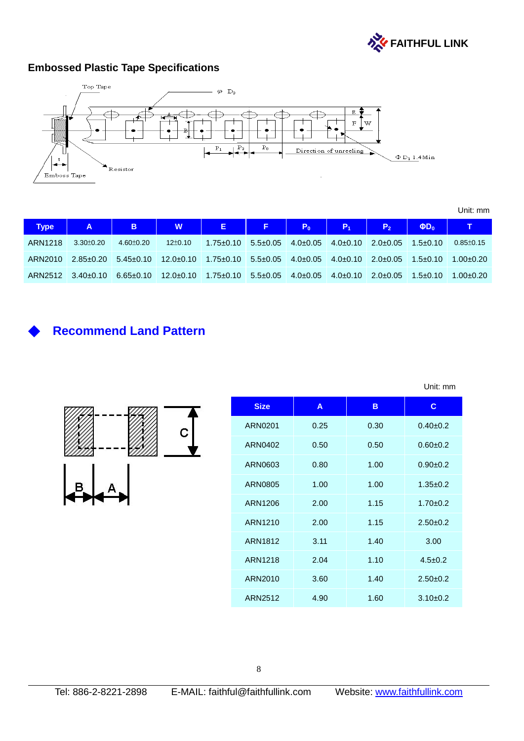## Embossed Plastic Tape Specifications

Unit: mm

| Type | A | B | W | E | F | $P_0$ | $P_1$ | $P_2$ | $\Phi D_0$ | T |
|---|---|---|---|---|---|---|---|---|---|---|
| ARN1218 | 3.30±0.20 | 4.60±0.20 | 12±0.10 | 1.75±0.10 | 5.5±0.05 | 4.0±0.05 | 4.0±0.10 | 2.0±0.05 | 1.5±0.10 | 0.85±0.15 |
| ARN2010 | 2.85±0.20 | 5.45±0.10 | 12.0±0.10 | 1.75±0.10 | 5.5±0.05 | 4.0±0.05 | 4.0±0.10 | 2.0±0.05 | 1.5±0.10 | 1.00±0.20 |
| ARN2512 | 3.40±0.10 | 6.65±0.10 | 12.0±0.10 | 1.75±0.10 | 5.5±0.05 | 4.0±0.05 | 4.0±0.10 | 2.0±0.05 | 1.5±0.10 | 1.00±0.20 |

## Recommend Land Pattern

Unit: mm

| Size | A | B | C |
|---|---|---|---|
| ARN0201 | 0.25 | 0.30 | 0.40±0.2 |
| ARN0402 | 0.50 | 0.50 | 0.60±0.2 |
| ARN0603 | 0.80 | 1.00 | 0.90±0.2 |
| ARN0805 | 1.00 | 1.00 | 1.35±0.2 |
| ARN1206 | 2.00 | 1.15 | 1.70±0.2 |
| ARN1210 | 2.00 | 1.15 | 2.50±0.2 |
| ARN1812 | 3.11 | 1.40 | 3.00 |
| ARN1218 | 2.04 | 1.10 | 4.5±0.2 |
| ARN2010 | 3.60 | 1.40 | 2.50±0.2 |
| ARN2512 | 4.90 | 1.60 | 3.10±0.2 |

Tel: 886-2-8221-2898 E-MAIL: faithful@faithfullink.com Website: www.faithfullink.com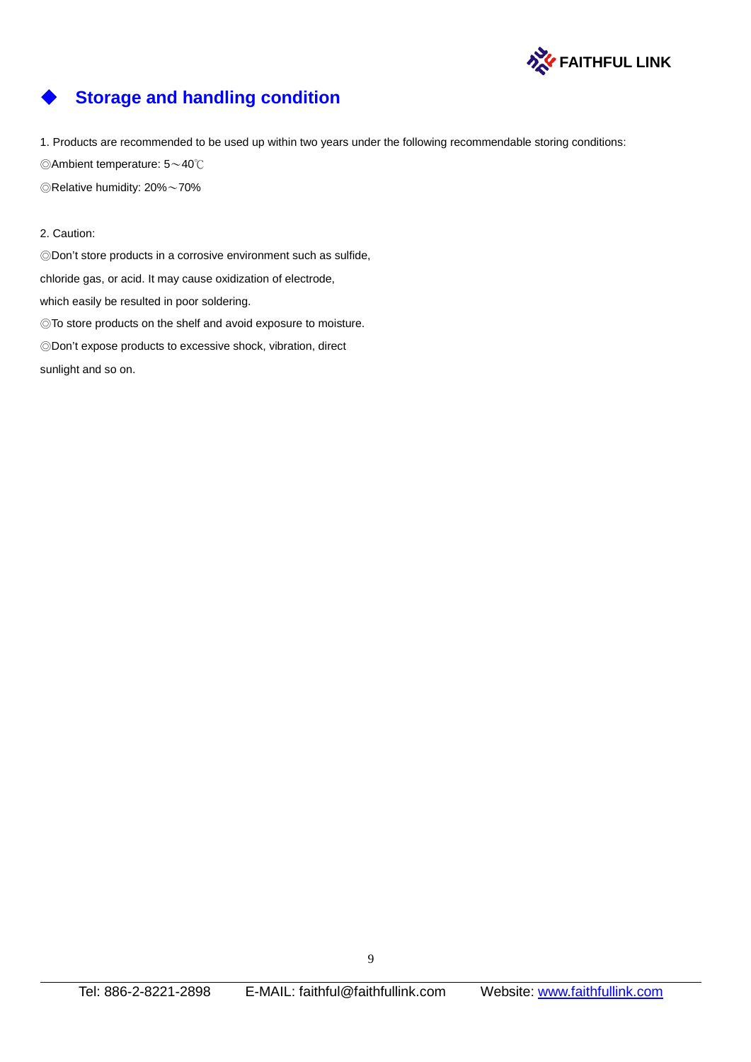## ◆ Storage and handling condition

1. Products are recommended to be used up within two years under the following recommendable storing conditions:

◎Ambient temperature: 5～40℃

◎Relative humidity: 20%～70%

2. Caution:

◎Don't store products in a corrosive environment such as sulfide, chloride gas, or acid. It may cause oxidization of electrode, which easily be resulted in poor soldering.

◎To store products on the shelf and avoid exposure to moisture.

◎Don't expose products to excessive shock, vibration, direct sunlight and so on.